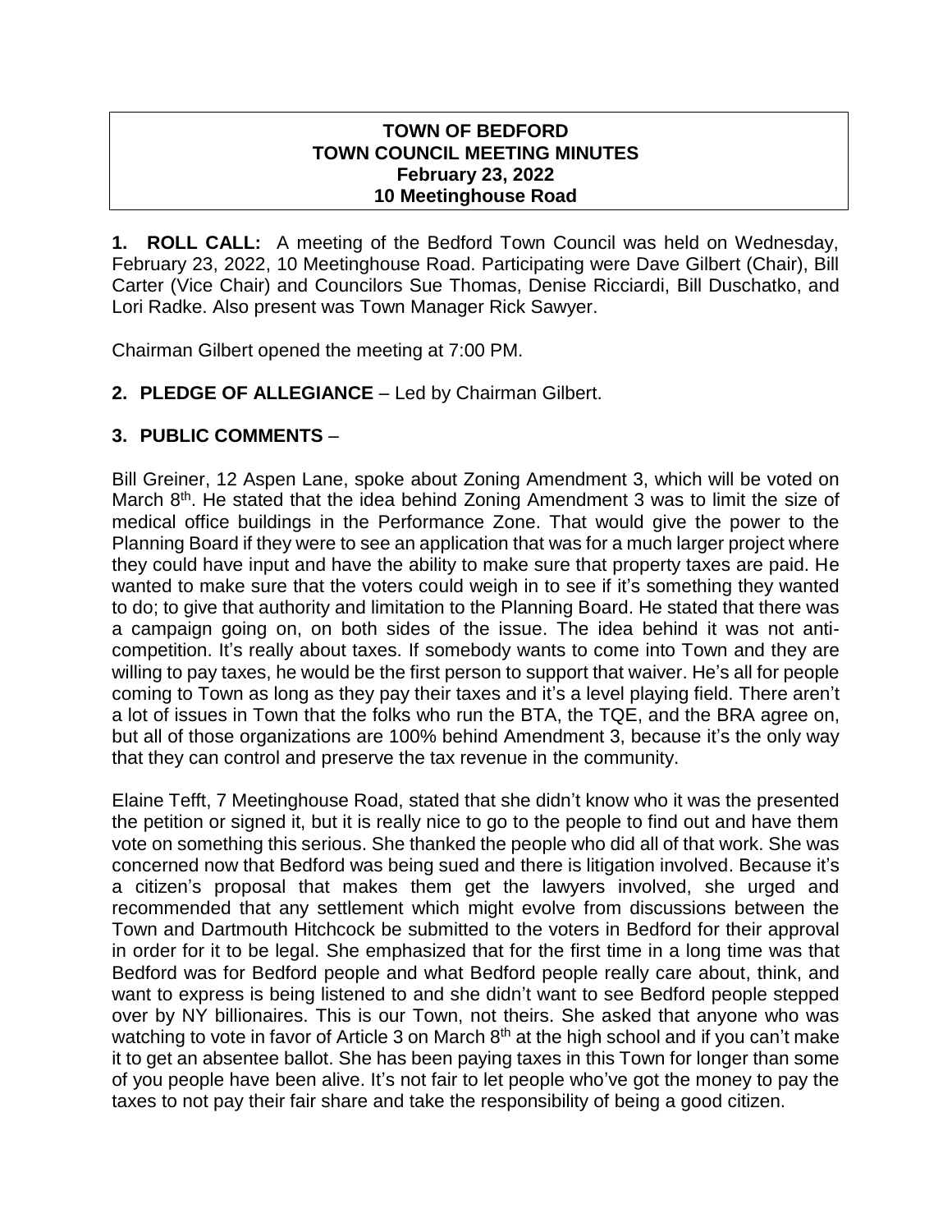**TOWN OF BEDFORD**
**TOWN COUNCIL MEETING MINUTES**
**February 23, 2022**
**10 Meetinghouse Road**

**1. ROLL CALL:** A meeting of the Bedford Town Council was held on Wednesday, February 23, 2022, 10 Meetinghouse Road. Participating were Dave Gilbert (Chair), Bill Carter (Vice Chair) and Councilors Sue Thomas, Denise Ricciardi, Bill Duschatko, and Lori Radke. Also present was Town Manager Rick Sawyer.

Chairman Gilbert opened the meeting at 7:00 PM.

**2. PLEDGE OF ALLEGIANCE** – Led by Chairman Gilbert.

**3. PUBLIC COMMENTS** –

Bill Greiner, 12 Aspen Lane, spoke about Zoning Amendment 3, which will be voted on March 8th. He stated that the idea behind Zoning Amendment 3 was to limit the size of medical office buildings in the Performance Zone. That would give the power to the Planning Board if they were to see an application that was for a much larger project where they could have input and have the ability to make sure that property taxes are paid. He wanted to make sure that the voters could weigh in to see if it's something they wanted to do; to give that authority and limitation to the Planning Board. He stated that there was a campaign going on, on both sides of the issue. The idea behind it was not anti-competition. It's really about taxes. If somebody wants to come into Town and they are willing to pay taxes, he would be the first person to support that waiver. He's all for people coming to Town as long as they pay their taxes and it's a level playing field. There aren't a lot of issues in Town that the folks who run the BTA, the TQE, and the BRA agree on, but all of those organizations are 100% behind Amendment 3, because it's the only way that they can control and preserve the tax revenue in the community.

Elaine Tefft, 7 Meetinghouse Road, stated that she didn't know who it was the presented the petition or signed it, but it is really nice to go to the people to find out and have them vote on something this serious. She thanked the people who did all of that work. She was concerned now that Bedford was being sued and there is litigation involved. Because it's a citizen's proposal that makes them get the lawyers involved, she urged and recommended that any settlement which might evolve from discussions between the Town and Dartmouth Hitchcock be submitted to the voters in Bedford for their approval in order for it to be legal. She emphasized that for the first time in a long time was that Bedford was for Bedford people and what Bedford people really care about, think, and want to express is being listened to and she didn't want to see Bedford people stepped over by NY billionaires. This is our Town, not theirs. She asked that anyone who was watching to vote in favor of Article 3 on March 8th at the high school and if you can't make it to get an absentee ballot. She has been paying taxes in this Town for longer than some of you people have been alive. It's not fair to let people who've got the money to pay the taxes to not pay their fair share and take the responsibility of being a good citizen.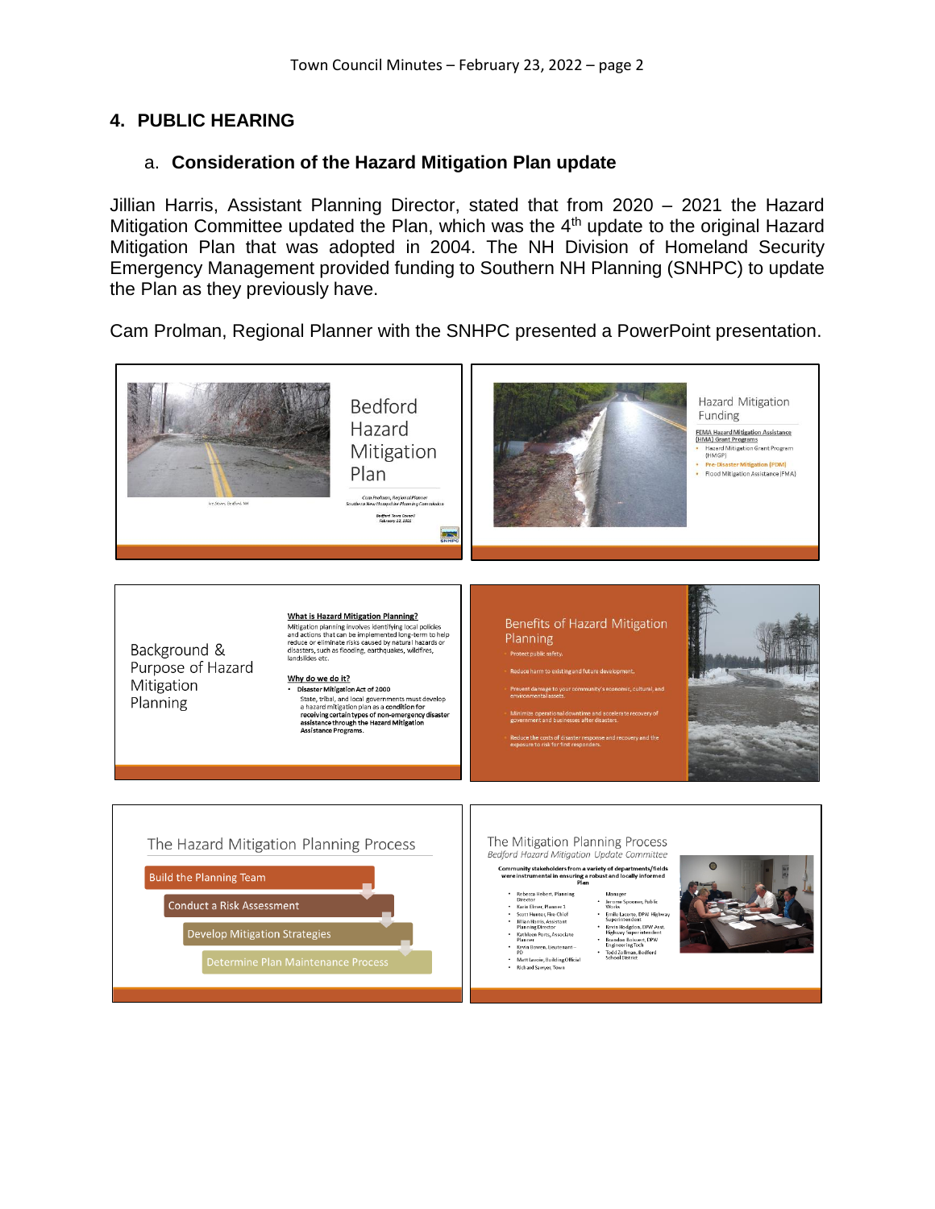## 4. PUBLIC HEARING

### a. Consideration of the Hazard Mitigation Plan update

Jillian Harris, Assistant Planning Director, stated that from 2020 – 2021 the Hazard Mitigation Committee updated the Plan, which was the 4th update to the original Hazard Mitigation Plan that was adopted in 2004. The NH Division of Homeland Security Emergency Management provided funding to Southern NH Planning (SNHPC) to update the Plan as they previously have.

Cam Prolman, Regional Planner with the SNHPC presented a PowerPoint presentation.

Bedford Hazard Mitigation Plan

*Cam Prolman, Regional Planner*
*Southern New Hampshire Planning Commission*

*Bedford Town Council*
*February 23, 2022*

Hazard Mitigation Funding

FEMA Hazard Mitigation Assistance (HMA) Grant Programs
- Hazard Mitigation Grant Program (HMGP)
- Pre-Disaster Mitigation (PDM)
- Flood Mitigation Assistance (FMA)

Background & Purpose of Hazard Mitigation Planning

**What is Hazard Mitigation Planning?**
Mitigation planning involves identifying local policies and actions that can be implemented long-term to help reduce or eliminate risks caused by natural hazards or disasters, such as flooding, earthquakes, wildfires, landslides etc.

**Why do we do it?**
- Disaster Mitigation Act of 2000
  State, tribal, and local governments must develop a hazard mitigation plan as a **condition for receiving certain types of non-emergency disaster assistance through the Hazard Mitigation Assistance Programs.**

Benefits of Hazard Mitigation Planning
- Protect public safety.
- Reduce harm to existing and future development.
- Prevent damage to your community's economic, cultural, and environmental assets.
- Minimize operational downtime and accelerate recovery of government and businesses after disasters.
- Reduce the costs of disaster response and recovery and the exposure to risk for first responders.

The Hazard Mitigation Planning Process
- Build the Planning Team
- Conduct a Risk Assessment
- Develop Mitigation Strategies
- Determine Plan Maintenance Process

The Mitigation Planning Process
*Bedford Hazard Mitigation Update Committee*

**Community stakeholders from a variety of departments/fields were instrumental in ensuring a robust and locally informed Plan**

- Rebecca Hebert, Planning Director
- Karin Elmer, Planner 1
- Scott Hunter, Fire Chief
- Jillian Harris, Assistant Planning Director
- Kathleen Fors, Associate Planner
- Kevin Bowen, Lieutenant – PD
- Matt Lavoie, Building Official
- Richard Sawyer, Town Manager
- Jerome Spooner, Public Works
- Emile Lacerte, DPW Highway Superintendent
- Kevin Hodgdon, DPW Asst. Highway Superintendent
- Brandon Boisvert, DPW Engineering Tech
- Todd Zollman, Bedford School District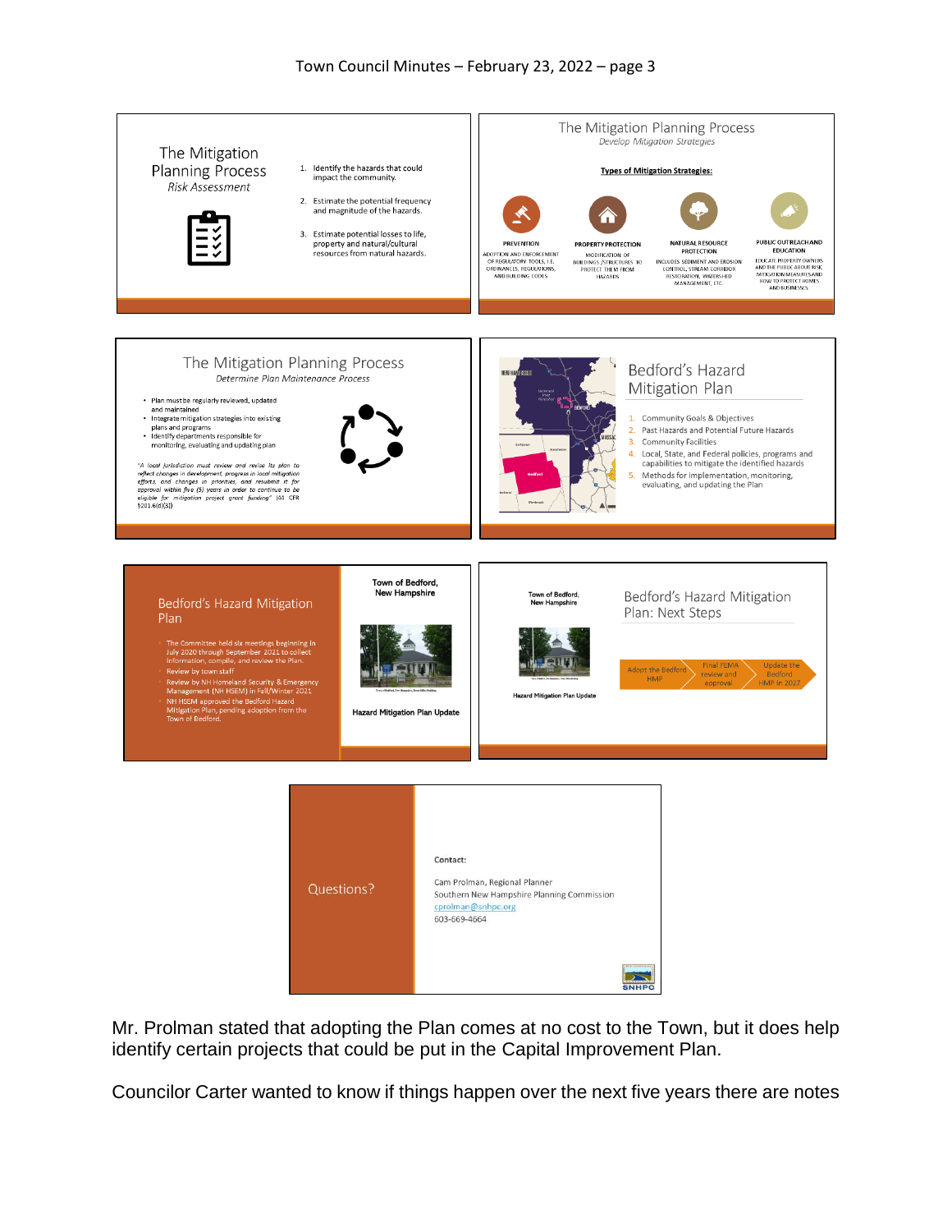## The Mitigation Planning Process

*Risk Assessment*

1. Identify the hazards that could impact the community.
2. Estimate the potential frequency and magnitude of the hazards.
3. Estimate potential losses to life, property and natural/cultural resources from natural hazards.

## The Mitigation Planning Process

*Develop Mitigation Strategies*

**Types of Mitigation Strategies:**

**PREVENTION** – ADOPTION AND ENFORCEMENT OF REGULATORY TOOLS, I.E. ORDINANCES, REGULATIONS, AND BUILDING CODES

**PROPERTY PROTECTION** – MODIFICATION OF BUILDINGS /STRUCTURES TO PROTECT THEM FROM HAZARDS

**NATURAL RESOURCE PROTECTION** – INCLUDES SEDIMENT AND EROSION CONTROL, STREAM CORRIDOR RESTORATION, WATERSHED MANAGEMENT, ETC.

**PUBLIC OUTREACH AND EDUCATION** – EDUCATE PROPERTY OWNERS AND THE PUBLIC ABOUT RISK, MITIGATION MEASURES AND HOW TO PROTECT HOMES AND BUSINESSES

## The Mitigation Planning Process

*Determine Plan Maintenance Process*

- Plan must be regularly reviewed, updated and maintained
- Integrate mitigation strategies into existing plans and programs
- Identify departments responsible for monitoring, evaluating and updating plan

*"A local jurisdiction must review and revise its plan to reflect changes in development, progress in local mitigation efforts, and changes in priorities, and resubmit it for approval within five (5) years in order to be eligible for mitigation project grant funding"* [44 CFR §201.6(d)(3)]

## Bedford's Hazard Mitigation Plan

1. Community Goals & Objectives
2. Past Hazards and Potential Future Hazards
3. Community Facilities
4. Local, State, and Federal policies, programs and capabilities to mitigate the identified hazards
5. Methods for implementation, monitoring, evaluating, and updating the Plan

## Bedford's Hazard Mitigation Plan

- The Committee held six meetings beginning in July 2020 through September 2021 to collect information, compile, and review the Plan.
- Review by town staff
- Review by NH Homeland Security & Emergency Management (NH HSEM) in Fall/Winter 2021
- NH HSEM approved the Bedford Hazard Mitigation Plan, pending adoption from the Town of Bedford.

**Town of Bedford, New Hampshire**

**Hazard Mitigation Plan Update**

## Bedford's Hazard Mitigation Plan: Next Steps

**Town of Bedford, New Hampshire** – Hazard Mitigation Plan Update

Adopt the Bedford HMP → Final FEMA review and approval → Update the Bedford HMP in 2027

## Questions?

Contact:

Cam Prolman, Regional Planner
Southern New Hampshire Planning Commission
cprolman@snhpc.org
603-669-4664

SNHPC

Mr. Prolman stated that adopting the Plan comes at no cost to the Town, but it does help identify certain projects that could be put in the Capital Improvement Plan.

Councilor Carter wanted to know if things happen over the next five years there are notes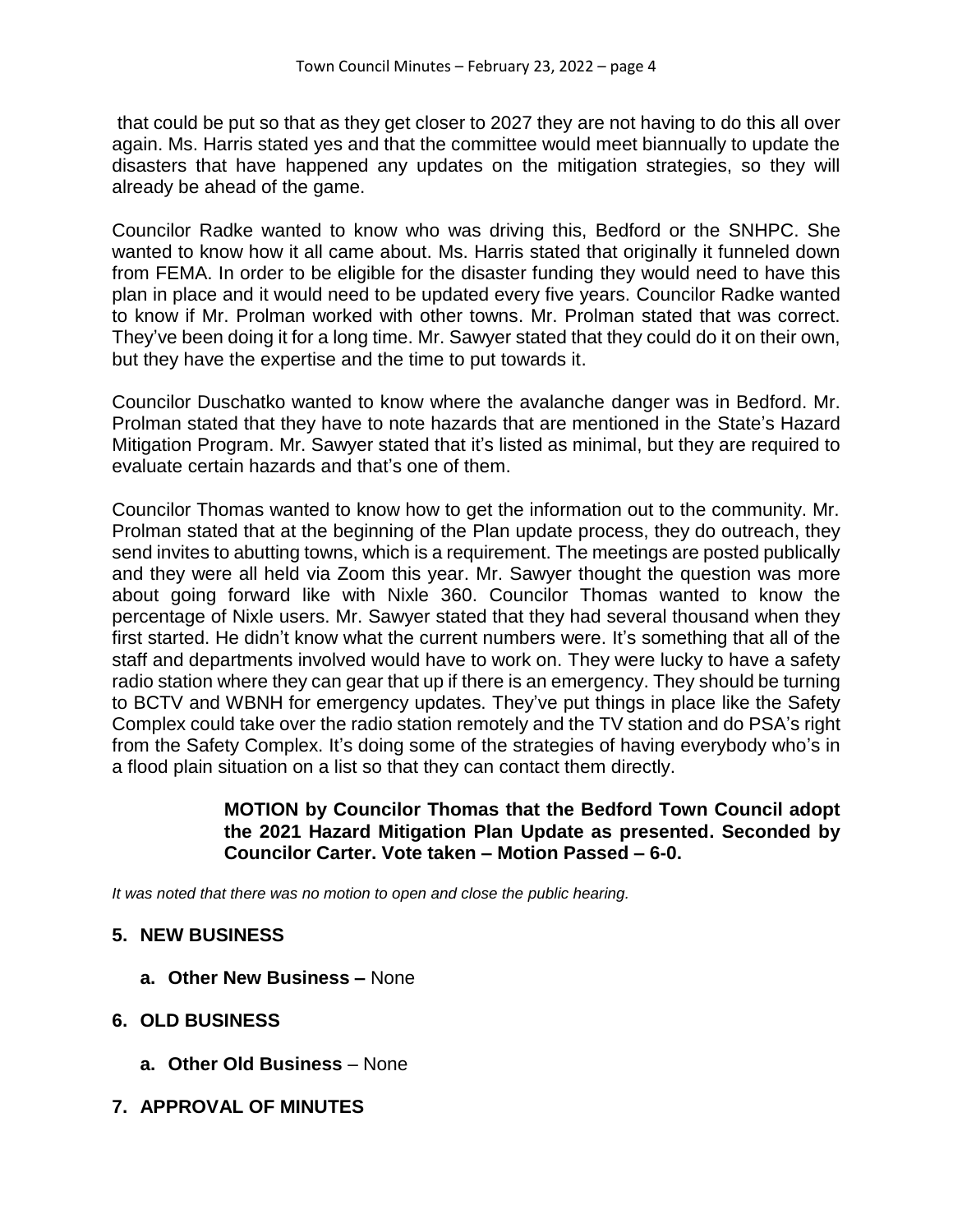that could be put so that as they get closer to 2027 they are not having to do this all over again. Ms. Harris stated yes and that the committee would meet biannually to update the disasters that have happened any updates on the mitigation strategies, so they will already be ahead of the game.

Councilor Radke wanted to know who was driving this, Bedford or the SNHPC. She wanted to know how it all came about. Ms. Harris stated that originally it funneled down from FEMA. In order to be eligible for the disaster funding they would need to have this plan in place and it would need to be updated every five years. Councilor Radke wanted to know if Mr. Prolman worked with other towns. Mr. Prolman stated that was correct. They've been doing it for a long time. Mr. Sawyer stated that they could do it on their own, but they have the expertise and the time to put towards it.

Councilor Duschatko wanted to know where the avalanche danger was in Bedford. Mr. Prolman stated that they have to note hazards that are mentioned in the State's Hazard Mitigation Program. Mr. Sawyer stated that it's listed as minimal, but they are required to evaluate certain hazards and that's one of them.

Councilor Thomas wanted to know how to get the information out to the community. Mr. Prolman stated that at the beginning of the Plan update process, they do outreach, they send invites to abutting towns, which is a requirement. The meetings are posted publically and they were all held via Zoom this year. Mr. Sawyer thought the question was more about going forward like with Nixle 360. Councilor Thomas wanted to know the percentage of Nixle users. Mr. Sawyer stated that they had several thousand when they first started. He didn't know what the current numbers were. It's something that all of the staff and departments involved would have to work on. They were lucky to have a safety radio station where they can gear that up if there is an emergency. They should be turning to BCTV and WBNH for emergency updates. They've put things in place like the Safety Complex could take over the radio station remotely and the TV station and do PSA's right from the Safety Complex. It's doing some of the strategies of having everybody who's in a flood plain situation on a list so that they can contact them directly.

> **MOTION by Councilor Thomas that the Bedford Town Council adopt the 2021 Hazard Mitigation Plan Update as presented. Seconded by Councilor Carter. Vote taken – Motion Passed – 6-0.**

*It was noted that there was no motion to open and close the public hearing.*

## 5. NEW BUSINESS

- **a. Other New Business –** None

## 6. OLD BUSINESS

- **a. Other Old Business** – None

## 7. APPROVAL OF MINUTES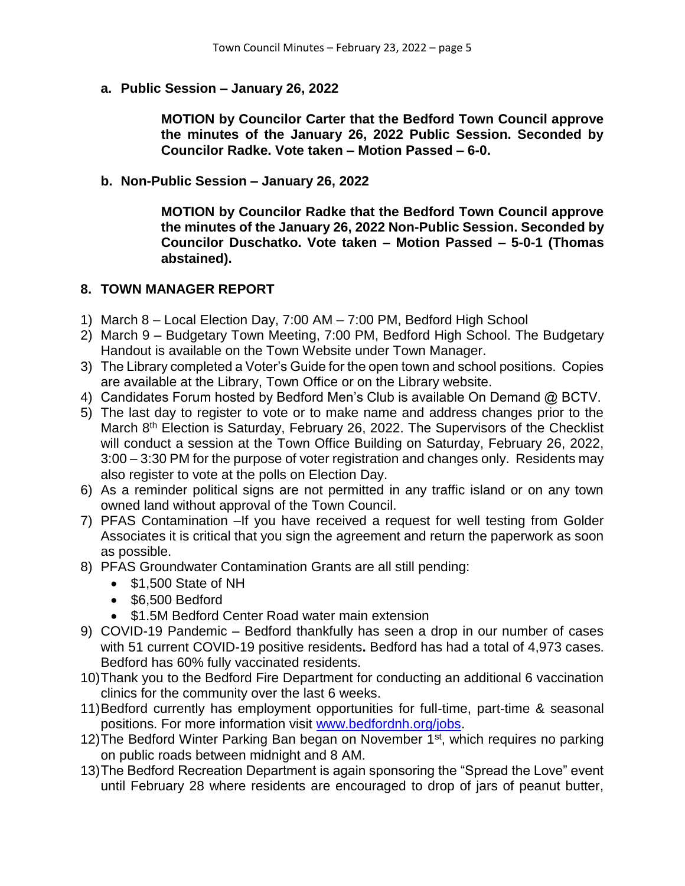**a. Public Session – January 26, 2022**

> **MOTION by Councilor Carter that the Bedford Town Council approve the minutes of the January 26, 2022 Public Session. Seconded by Councilor Radke. Vote taken – Motion Passed – 6-0.**

**b. Non-Public Session – January 26, 2022**

> **MOTION by Councilor Radke that the Bedford Town Council approve the minutes of the January 26, 2022 Non-Public Session. Seconded by Councilor Duschatko. Vote taken – Motion Passed – 5-0-1 (Thomas abstained).**

## 8. TOWN MANAGER REPORT

1) March 8 – Local Election Day, 7:00 AM – 7:00 PM, Bedford High School
2) March 9 – Budgetary Town Meeting, 7:00 PM, Bedford High School. The Budgetary Handout is available on the Town Website under Town Manager.
3) The Library completed a Voter's Guide for the open town and school positions. Copies are available at the Library, Town Office or on the Library website.
4) Candidates Forum hosted by Bedford Men's Club is available On Demand @ BCTV.
5) The last day to register to vote or to make name and address changes prior to the March 8th Election is Saturday, February 26, 2022. The Supervisors of the Checklist will conduct a session at the Town Office Building on Saturday, February 26, 2022, 3:00 – 3:30 PM for the purpose of voter registration and changes only. Residents may also register to vote at the polls on Election Day.
6) As a reminder political signs are not permitted in any traffic island or on any town owned land without approval of the Town Council.
7) PFAS Contamination –If you have received a request for well testing from Golder Associates it is critical that you sign the agreement and return the paperwork as soon as possible.
8) PFAS Groundwater Contamination Grants are all still pending:
   - $1,500 State of NH
   - $6,500 Bedford
   - $1.5M Bedford Center Road water main extension
9) COVID-19 Pandemic – Bedford thankfully has seen a drop in our number of cases with 51 current COVID-19 positive residents**.** Bedford has had a total of 4,973 cases. Bedford has 60% fully vaccinated residents.
10) Thank you to the Bedford Fire Department for conducting an additional 6 vaccination clinics for the community over the last 6 weeks.
11) Bedford currently has employment opportunities for full-time, part-time & seasonal positions. For more information visit [www.bedfordnh.org/jobs](www.bedfordnh.org/jobs).
12) The Bedford Winter Parking Ban began on November 1st, which requires no parking on public roads between midnight and 8 AM.
13) The Bedford Recreation Department is again sponsoring the "Spread the Love" event until February 28 where residents are encouraged to drop of jars of peanut butter,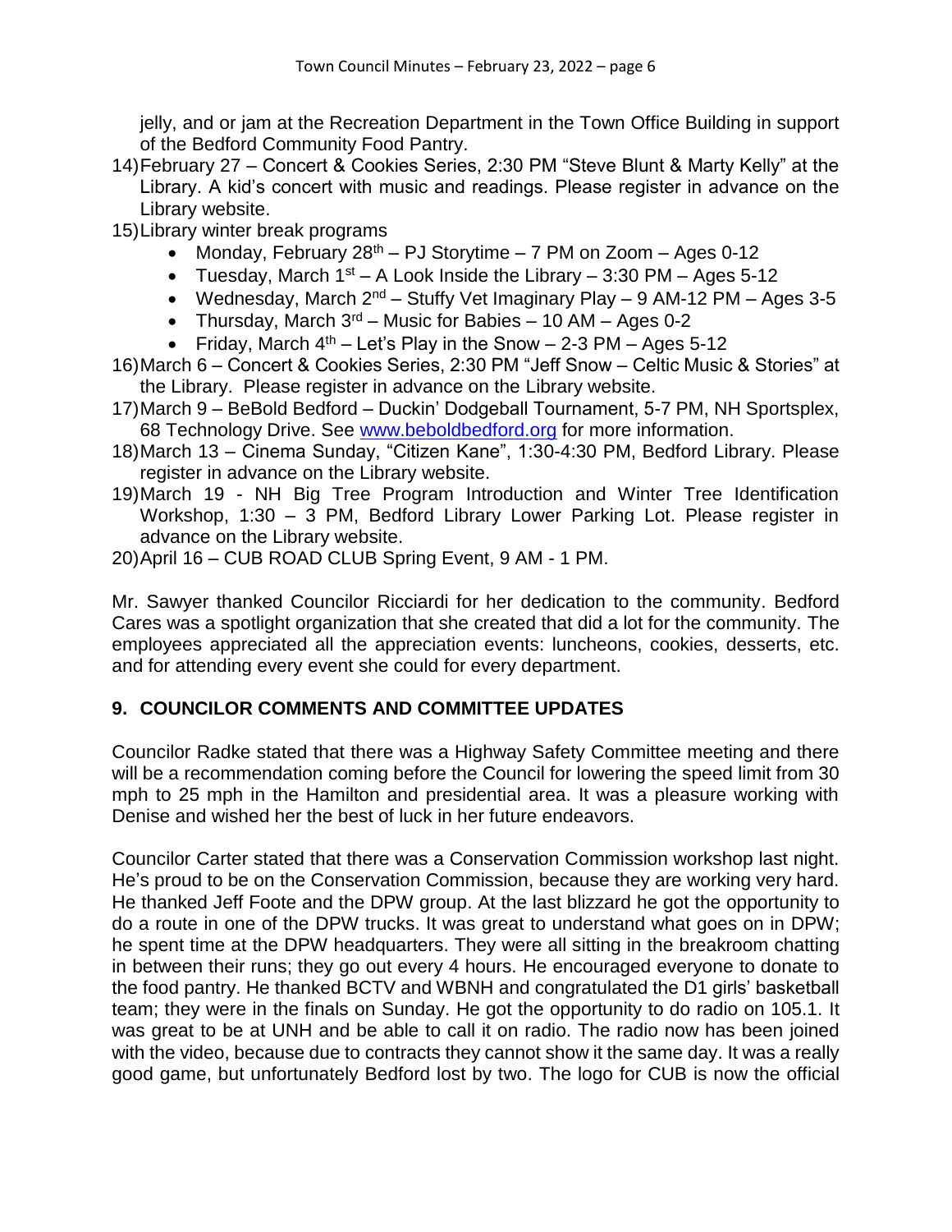jelly, and or jam at the Recreation Department in the Town Office Building in support of the Bedford Community Food Pantry.

14) February 27 – Concert & Cookies Series, 2:30 PM "Steve Blunt & Marty Kelly" at the Library. A kid's concert with music and readings. Please register in advance on the Library website.
15) Library winter break programs
    - Monday, February 28th – PJ Storytime – 7 PM on Zoom – Ages 0-12
    - Tuesday, March 1st – A Look Inside the Library – 3:30 PM – Ages 5-12
    - Wednesday, March 2nd – Stuffy Vet Imaginary Play – 9 AM-12 PM – Ages 3-5
    - Thursday, March 3rd – Music for Babies – 10 AM – Ages 0-2
    - Friday, March 4th – Let's Play in the Snow – 2-3 PM – Ages 5-12
16) March 6 – Concert & Cookies Series, 2:30 PM "Jeff Snow – Celtic Music & Stories" at the Library. Please register in advance on the Library website.
17) March 9 – BeBold Bedford – Duckin' Dodgeball Tournament, 5-7 PM, NH Sportsplex, 68 Technology Drive. See www.beboldbedford.org for more information.
18) March 13 – Cinema Sunday, "Citizen Kane", 1:30-4:30 PM, Bedford Library. Please register in advance on the Library website.
19) March 19 - NH Big Tree Program Introduction and Winter Tree Identification Workshop, 1:30 – 3 PM, Bedford Library Lower Parking Lot. Please register in advance on the Library website.
20) April 16 – CUB ROAD CLUB Spring Event, 9 AM - 1 PM.

Mr. Sawyer thanked Councilor Ricciardi for her dedication to the community. Bedford Cares was a spotlight organization that she created that did a lot for the community. The employees appreciated all the appreciation events: luncheons, cookies, desserts, etc. and for attending every event she could for every department.

## 9. COUNCILOR COMMENTS AND COMMITTEE UPDATES

Councilor Radke stated that there was a Highway Safety Committee meeting and there will be a recommendation coming before the Council for lowering the speed limit from 30 mph to 25 mph in the Hamilton and presidential area. It was a pleasure working with Denise and wished her the best of luck in her future endeavors.

Councilor Carter stated that there was a Conservation Commission workshop last night. He's proud to be on the Conservation Commission, because they are working very hard. He thanked Jeff Foote and the DPW group. At the last blizzard he got the opportunity to do a route in one of the DPW trucks. It was great to understand what goes on in DPW; he spent time at the DPW headquarters. They were all sitting in the breakroom chatting in between their runs; they go out every 4 hours. He encouraged everyone to donate to the food pantry. He thanked BCTV and WBNH and congratulated the D1 girls' basketball team; they were in the finals on Sunday. He got the opportunity to do radio on 105.1. It was great to be at UNH and be able to call it on radio. The radio now has been joined with the video, because due to contracts they cannot show it the same day. It was a really good game, but unfortunately Bedford lost by two. The logo for CUB is now the official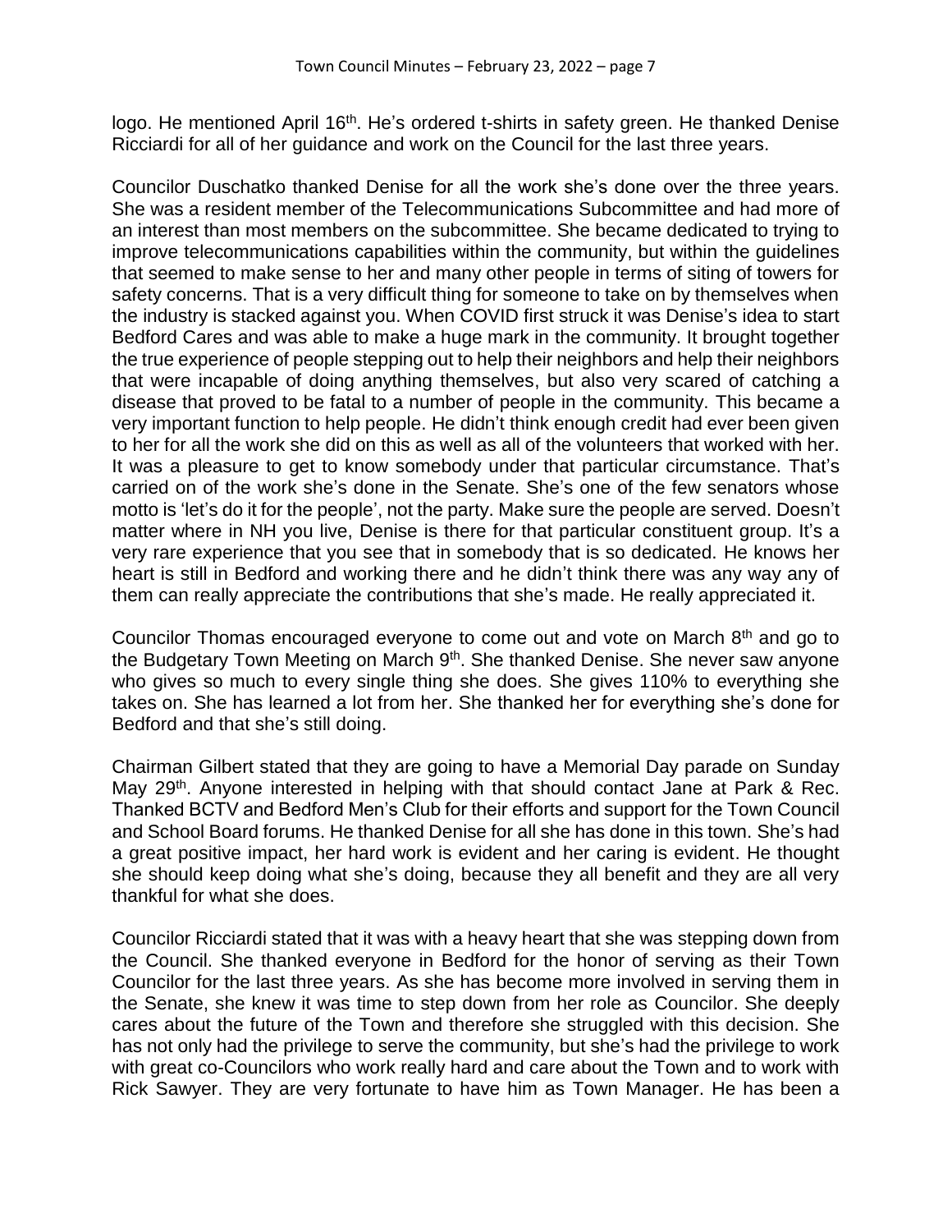logo. He mentioned April 16th. He's ordered t-shirts in safety green. He thanked Denise Ricciardi for all of her guidance and work on the Council for the last three years.

Councilor Duschatko thanked Denise for all the work she's done over the three years. She was a resident member of the Telecommunications Subcommittee and had more of an interest than most members on the subcommittee. She became dedicated to trying to improve telecommunications capabilities within the community, but within the guidelines that seemed to make sense to her and many other people in terms of siting of towers for safety concerns. That is a very difficult thing for someone to take on by themselves when the industry is stacked against you. When COVID first struck it was Denise's idea to start Bedford Cares and was able to make a huge mark in the community. It brought together the true experience of people stepping out to help their neighbors and help their neighbors that were incapable of doing anything themselves, but also very scared of catching a disease that proved to be fatal to a number of people in the community. This became a very important function to help people. He didn't think enough credit had ever been given to her for all the work she did on this as well as all of the volunteers that worked with her. It was a pleasure to get to know somebody under that particular circumstance. That's carried on of the work she's done in the Senate. She's one of the few senators whose motto is 'let's do it for the people', not the party. Make sure the people are served. Doesn't matter where in NH you live, Denise is there for that particular constituent group. It's a very rare experience that you see that in somebody that is so dedicated. He knows her heart is still in Bedford and working there and he didn't think there was any way any of them can really appreciate the contributions that she's made. He really appreciated it.

Councilor Thomas encouraged everyone to come out and vote on March 8th and go to the Budgetary Town Meeting on March 9th. She thanked Denise. She never saw anyone who gives so much to every single thing she does. She gives 110% to everything she takes on. She has learned a lot from her. She thanked her for everything she's done for Bedford and that she's still doing.

Chairman Gilbert stated that they are going to have a Memorial Day parade on Sunday May 29th. Anyone interested in helping with that should contact Jane at Park & Rec. Thanked BCTV and Bedford Men's Club for their efforts and support for the Town Council and School Board forums. He thanked Denise for all she has done in this town. She's had a great positive impact, her hard work is evident and her caring is evident. He thought she should keep doing what she's doing, because they all benefit and they are all very thankful for what she does.

Councilor Ricciardi stated that it was with a heavy heart that she was stepping down from the Council. She thanked everyone in Bedford for the honor of serving as their Town Councilor for the last three years. As she has become more involved in serving them in the Senate, she knew it was time to step down from her role as Councilor. She deeply cares about the future of the Town and therefore she struggled with this decision. She has not only had the privilege to serve the community, but she's had the privilege to work with great co-Councilors who work really hard and care about the Town and to work with Rick Sawyer. They are very fortunate to have him as Town Manager. He has been a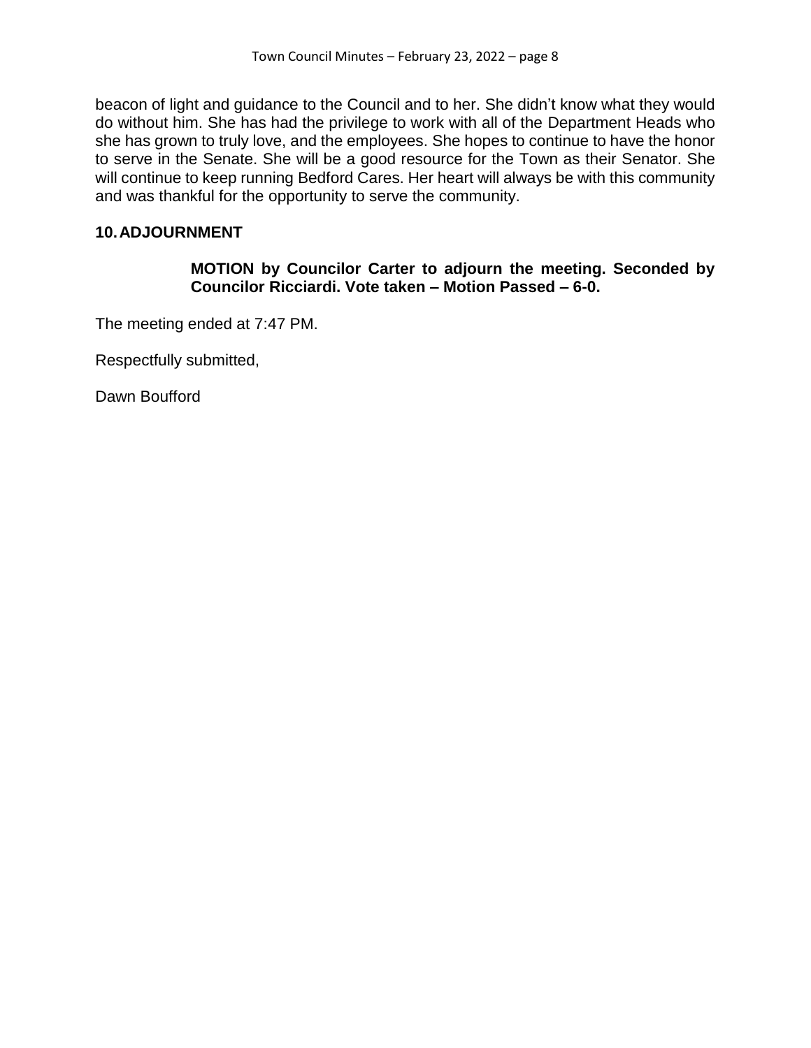beacon of light and guidance to the Council and to her. She didn't know what they would do without him. She has had the privilege to work with all of the Department Heads who she has grown to truly love, and the employees. She hopes to continue to have the honor to serve in the Senate. She will be a good resource for the Town as their Senator. She will continue to keep running Bedford Cares. Her heart will always be with this community and was thankful for the opportunity to serve the community.

## 10. ADJOURNMENT

> **MOTION by Councilor Carter to adjourn the meeting. Seconded by Councilor Ricciardi. Vote taken – Motion Passed – 6-0.**

The meeting ended at 7:47 PM.

Respectfully submitted,

Dawn Boufford